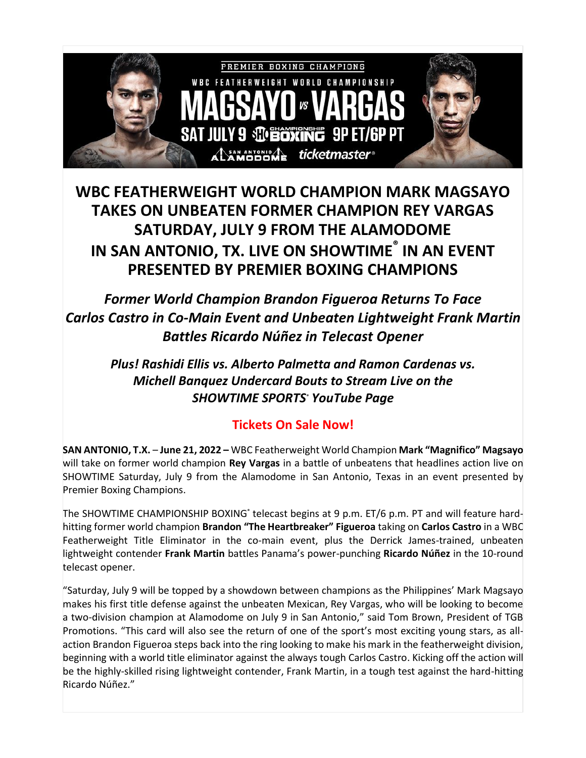# WBC FEATHERWEIGHT WORLD CHAMPION MARK MAGSAYO TAKES ON UNBEATEN FORMER CHAMPION REY VARGAS SATURDAY, JULY 9 FROM THE ALAMODOME IN SAN ANTONIO, TX. LIVE ON SHOWTIME® IN AN EVENT PRESENTED BY PREMIER BOXING CHAMPIONS

***Former World Champion Brandon Figueroa Returns To Face Carlos Castro in Co-Main Event and Unbeaten Lightweight Frank Martin Battles Ricardo Núñez in Telecast Opener***

***Plus! Rashidi Ellis vs. Alberto Palmetta and Ramon Cardenas vs. Michell Banquez Undercard Bouts to Stream Live on the SHOWTIME SPORTS® YouTube Page***

**Tickets On Sale Now!**

**SAN ANTONIO, T.X.** – **June 21, 2022 –** WBC Featherweight World Champion **Mark "Magnifico" Magsayo** will take on former world champion **Rey Vargas** in a battle of unbeatens that headlines action live on SHOWTIME Saturday, July 9 from the Alamodome in San Antonio, Texas in an event presented by Premier Boxing Champions.

The SHOWTIME CHAMPIONSHIP BOXING® telecast begins at 9 p.m. ET/6 p.m. PT and will feature hard-hitting former world champion **Brandon "The Heartbreaker" Figueroa** taking on **Carlos Castro** in a WBC Featherweight Title Eliminator in the co-main event, plus the Derrick James-trained, unbeaten lightweight contender **Frank Martin** battles Panama's power-punching **Ricardo Núñez** in the 10-round telecast opener.

"Saturday, July 9 will be topped by a showdown between champions as the Philippines' Mark Magsayo makes his first title defense against the unbeaten Mexican, Rey Vargas, who will be looking to become a two-division champion at Alamodome on July 9 in San Antonio," said Tom Brown, President of TGB Promotions. "This card will also see the return of one of the sport's most exciting young stars, as all-action Brandon Figueroa steps back into the ring looking to make his mark in the featherweight division, beginning with a world title eliminator against the always tough Carlos Castro. Kicking off the action will be the highly-skilled rising lightweight contender, Frank Martin, in a tough test against the hard-hitting Ricardo Núñez."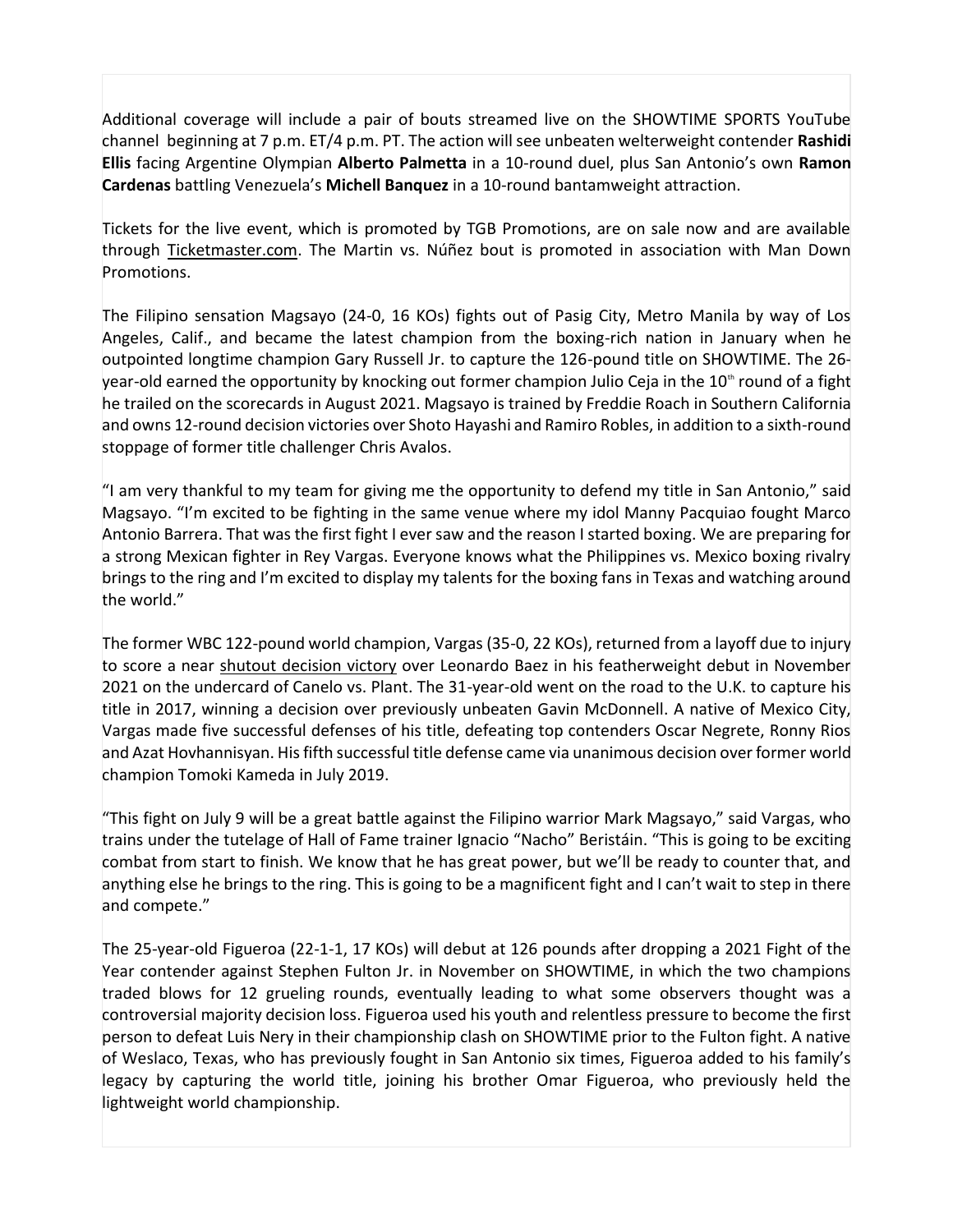Additional coverage will include a pair of bouts streamed live on the SHOWTIME SPORTS YouTube channel beginning at 7 p.m. ET/4 p.m. PT. The action will see unbeaten welterweight contender **Rashidi Ellis** facing Argentine Olympian **Alberto Palmetta** in a 10-round duel, plus San Antonio's own **Ramon Cardenas** battling Venezuela's **Michell Banquez** in a 10-round bantamweight attraction.

Tickets for the live event, which is promoted by TGB Promotions, are on sale now and are available through Ticketmaster.com. The Martin vs. Núñez bout is promoted in association with Man Down Promotions.

The Filipino sensation Magsayo (24-0, 16 KOs) fights out of Pasig City, Metro Manila by way of Los Angeles, Calif., and became the latest champion from the boxing-rich nation in January when he outpointed longtime champion Gary Russell Jr. to capture the 126-pound title on SHOWTIME. The 26-year-old earned the opportunity by knocking out former champion Julio Ceja in the 10th round of a fight he trailed on the scorecards in August 2021. Magsayo is trained by Freddie Roach in Southern California and owns 12-round decision victories over Shoto Hayashi and Ramiro Robles, in addition to a sixth-round stoppage of former title challenger Chris Avalos.

"I am very thankful to my team for giving me the opportunity to defend my title in San Antonio," said Magsayo. "I'm excited to be fighting in the same venue where my idol Manny Pacquiao fought Marco Antonio Barrera. That was the first fight I ever saw and the reason I started boxing. We are preparing for a strong Mexican fighter in Rey Vargas. Everyone knows what the Philippines vs. Mexico boxing rivalry brings to the ring and I'm excited to display my talents for the boxing fans in Texas and watching around the world."

The former WBC 122-pound world champion, Vargas (35-0, 22 KOs), returned from a layoff due to injury to score a near shutout decision victory over Leonardo Baez in his featherweight debut in November 2021 on the undercard of Canelo vs. Plant. The 31-year-old went on the road to the U.K. to capture his title in 2017, winning a decision over previously unbeaten Gavin McDonnell. A native of Mexico City, Vargas made five successful defenses of his title, defeating top contenders Oscar Negrete, Ronny Rios and Azat Hovhannisyan. His fifth successful title defense came via unanimous decision over former world champion Tomoki Kameda in July 2019.

"This fight on July 9 will be a great battle against the Filipino warrior Mark Magsayo," said Vargas, who trains under the tutelage of Hall of Fame trainer Ignacio "Nacho" Beristáin. "This is going to be exciting combat from start to finish. We know that he has great power, but we'll be ready to counter that, and anything else he brings to the ring. This is going to be a magnificent fight and I can't wait to step in there and compete."

The 25-year-old Figueroa (22-1-1, 17 KOs) will debut at 126 pounds after dropping a 2021 Fight of the Year contender against Stephen Fulton Jr. in November on SHOWTIME, in which the two champions traded blows for 12 grueling rounds, eventually leading to what some observers thought was a controversial majority decision loss. Figueroa used his youth and relentless pressure to become the first person to defeat Luis Nery in their championship clash on SHOWTIME prior to the Fulton fight. A native of Weslaco, Texas, who has previously fought in San Antonio six times, Figueroa added to his family's legacy by capturing the world title, joining his brother Omar Figueroa, who previously held the lightweight world championship.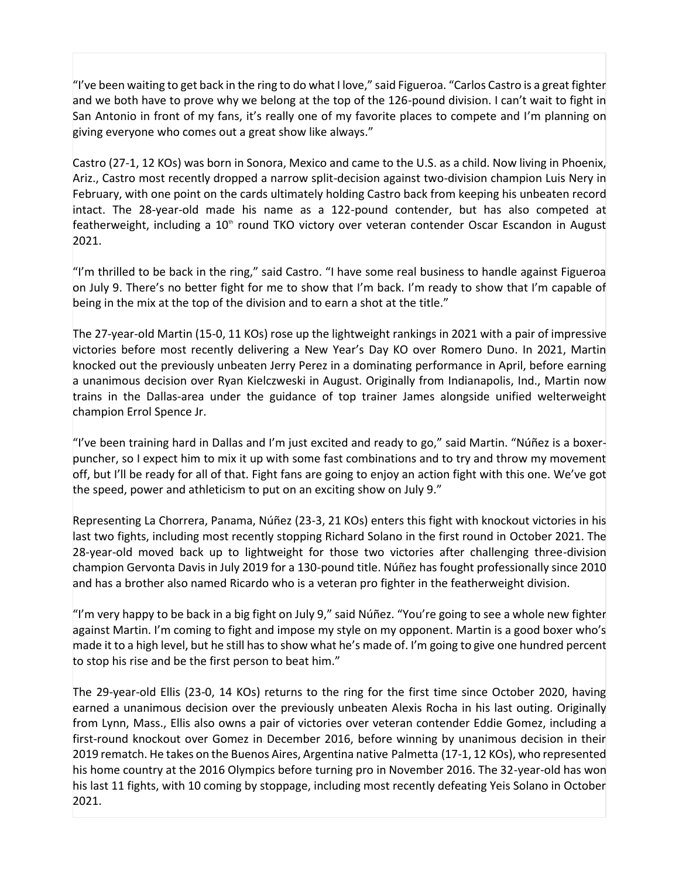"I've been waiting to get back in the ring to do what I love," said Figueroa. "Carlos Castro is a great fighter and we both have to prove why we belong at the top of the 126-pound division. I can't wait to fight in San Antonio in front of my fans, it's really one of my favorite places to compete and I'm planning on giving everyone who comes out a great show like always."

Castro (27-1, 12 KOs) was born in Sonora, Mexico and came to the U.S. as a child. Now living in Phoenix, Ariz., Castro most recently dropped a narrow split-decision against two-division champion Luis Nery in February, with one point on the cards ultimately holding Castro back from keeping his unbeaten record intact. The 28-year-old made his name as a 122-pound contender, but has also competed at featherweight, including a 10th round TKO victory over veteran contender Oscar Escandon in August 2021.

"I'm thrilled to be back in the ring," said Castro. "I have some real business to handle against Figueroa on July 9. There's no better fight for me to show that I'm back. I'm ready to show that I'm capable of being in the mix at the top of the division and to earn a shot at the title."

The 27-year-old Martin (15-0, 11 KOs) rose up the lightweight rankings in 2021 with a pair of impressive victories before most recently delivering a New Year's Day KO over Romero Duno. In 2021, Martin knocked out the previously unbeaten Jerry Perez in a dominating performance in April, before earning a unanimous decision over Ryan Kielczweski in August. Originally from Indianapolis, Ind., Martin now trains in the Dallas-area under the guidance of top trainer James alongside unified welterweight champion Errol Spence Jr.

"I've been training hard in Dallas and I'm just excited and ready to go," said Martin. "Núñez is a boxer-puncher, so I expect him to mix it up with some fast combinations and to try and throw my movement off, but I'll be ready for all of that. Fight fans are going to enjoy an action fight with this one. We've got the speed, power and athleticism to put on an exciting show on July 9."

Representing La Chorrera, Panama, Núñez (23-3, 21 KOs) enters this fight with knockout victories in his last two fights, including most recently stopping Richard Solano in the first round in October 2021. The 28-year-old moved back up to lightweight for those two victories after challenging three-division champion Gervonta Davis in July 2019 for a 130-pound title. Núñez has fought professionally since 2010 and has a brother also named Ricardo who is a veteran pro fighter in the featherweight division.

"I'm very happy to be back in a big fight on July 9," said Núñez. "You're going to see a whole new fighter against Martin. I'm coming to fight and impose my style on my opponent. Martin is a good boxer who's made it to a high level, but he still has to show what he's made of. I'm going to give one hundred percent to stop his rise and be the first person to beat him."

The 29-year-old Ellis (23-0, 14 KOs) returns to the ring for the first time since October 2020, having earned a unanimous decision over the previously unbeaten Alexis Rocha in his last outing. Originally from Lynn, Mass., Ellis also owns a pair of victories over veteran contender Eddie Gomez, including a first-round knockout over Gomez in December 2016, before winning by unanimous decision in their 2019 rematch. He takes on the Buenos Aires, Argentina native Palmetta (17-1, 12 KOs), who represented his home country at the 2016 Olympics before turning pro in November 2016. The 32-year-old has won his last 11 fights, with 10 coming by stoppage, including most recently defeating Yeis Solano in October 2021.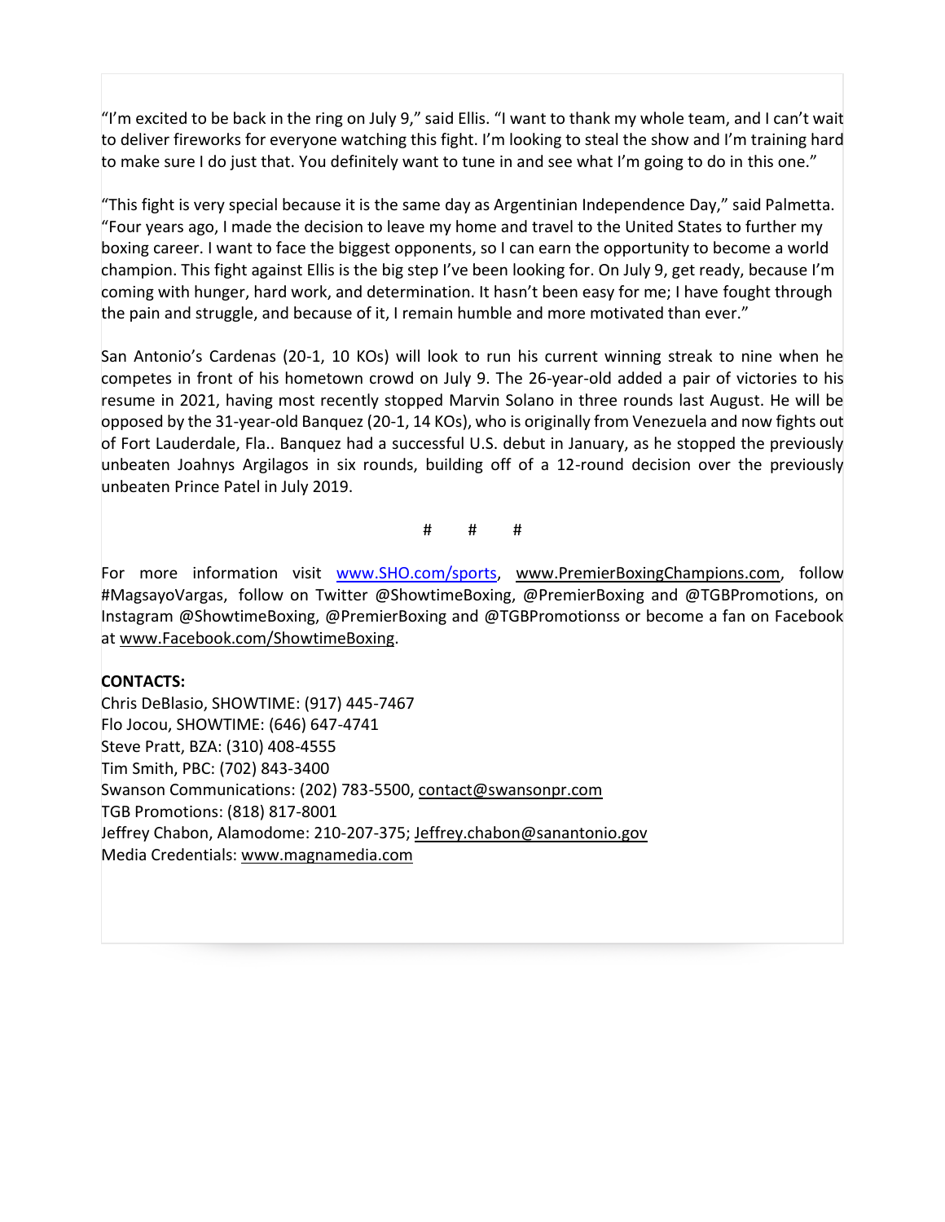"I'm excited to be back in the ring on July 9," said Ellis. "I want to thank my whole team, and I can't wait to deliver fireworks for everyone watching this fight. I'm looking to steal the show and I'm training hard to make sure I do just that. You definitely want to tune in and see what I'm going to do in this one."

"This fight is very special because it is the same day as Argentinian Independence Day," said Palmetta. "Four years ago, I made the decision to leave my home and travel to the United States to further my boxing career. I want to face the biggest opponents, so I can earn the opportunity to become a world champion. This fight against Ellis is the big step I've been looking for. On July 9, get ready, because I'm coming with hunger, hard work, and determination. It hasn't been easy for me; I have fought through the pain and struggle, and because of it, I remain humble and more motivated than ever."

San Antonio's Cardenas (20-1, 10 KOs) will look to run his current winning streak to nine when he competes in front of his hometown crowd on July 9. The 26-year-old added a pair of victories to his resume in 2021, having most recently stopped Marvin Solano in three rounds last August. He will be opposed by the 31-year-old Banquez (20-1, 14 KOs), who is originally from Venezuela and now fights out of Fort Lauderdale, Fla.. Banquez had a successful U.S. debut in January, as he stopped the previously unbeaten Joahnys Argilagos in six rounds, building off of a 12-round decision over the previously unbeaten Prince Patel in July 2019.

\# # #

For more information visit www.SHO.com/sports, www.PremierBoxingChampions.com, follow #MagsayoVargas, follow on Twitter @ShowtimeBoxing, @PremierBoxing and @TGBPromotions, on Instagram @ShowtimeBoxing, @PremierBoxing and @TGBPromotionss or become a fan on Facebook at www.Facebook.com/ShowtimeBoxing.

**CONTACTS:**
Chris DeBlasio, SHOWTIME: (917) 445-7467
Flo Jocou, SHOWTIME: (646) 647-4741
Steve Pratt, BZA: (310) 408-4555
Tim Smith, PBC: (702) 843-3400
Swanson Communications: (202) 783-5500, contact@swansonpr.com
TGB Promotions: (818) 817-8001
Jeffrey Chabon, Alamodome: 210-207-375; Jeffrey.chabon@sanantonio.gov
Media Credentials: www.magnamedia.com